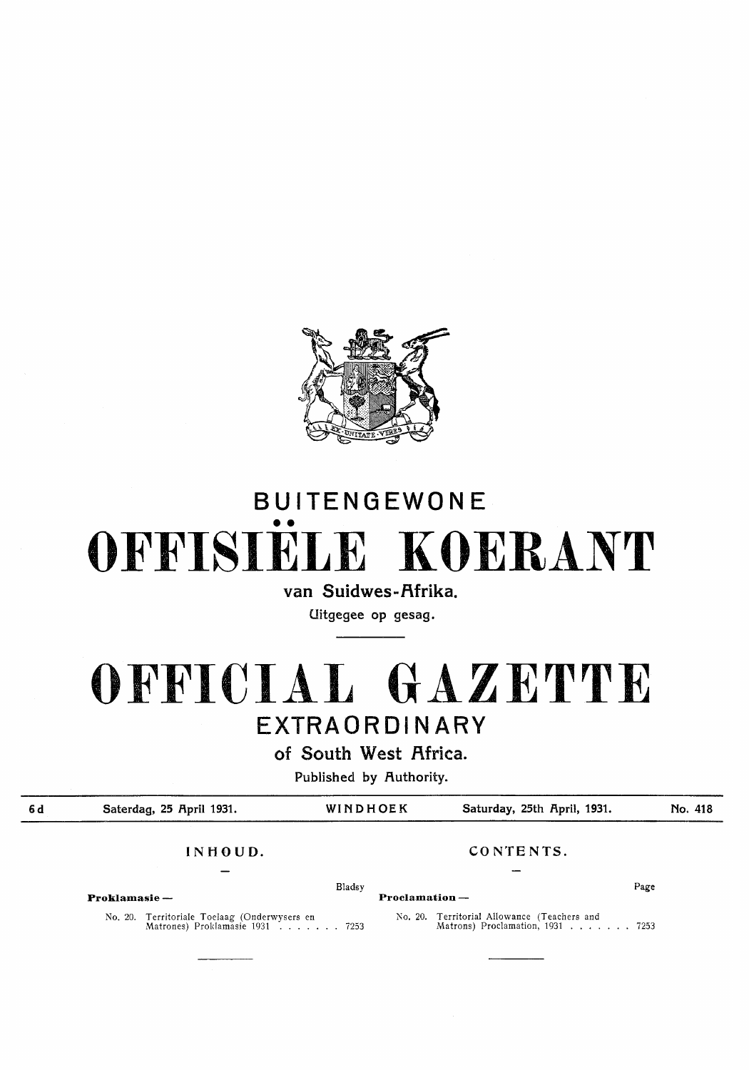# BUITENGEWONE

# OFFISIËLE KOERANT

**van Suidwes-Afrika.**

Uitgegee op gesag.

# OFFICIAL GAZETTE

# EXTRAORDINARY

**of South West Africa.**

Published by Authority.

| 6d | Saterdag, 25 April 1931. | WINDHOEK | Saturday, 25th April, 1931. | No. 418 |
|---|---|---|---|---|

## INHOUD.

| | | Bladsy |
|---|---|---|
| **Proklamasie —** | | |
| No. 20. | Territoriale Toelaag (Onderwysers en Matrones) Proklamasie 1931 | 7253 |

## CONTENTS.

| | | Page |
|---|---|---|
| **Proclamation —** | | |
| No. 20. | Territorial Allowance (Teachers and Matrons) Proclamation, 1931 | 7253 |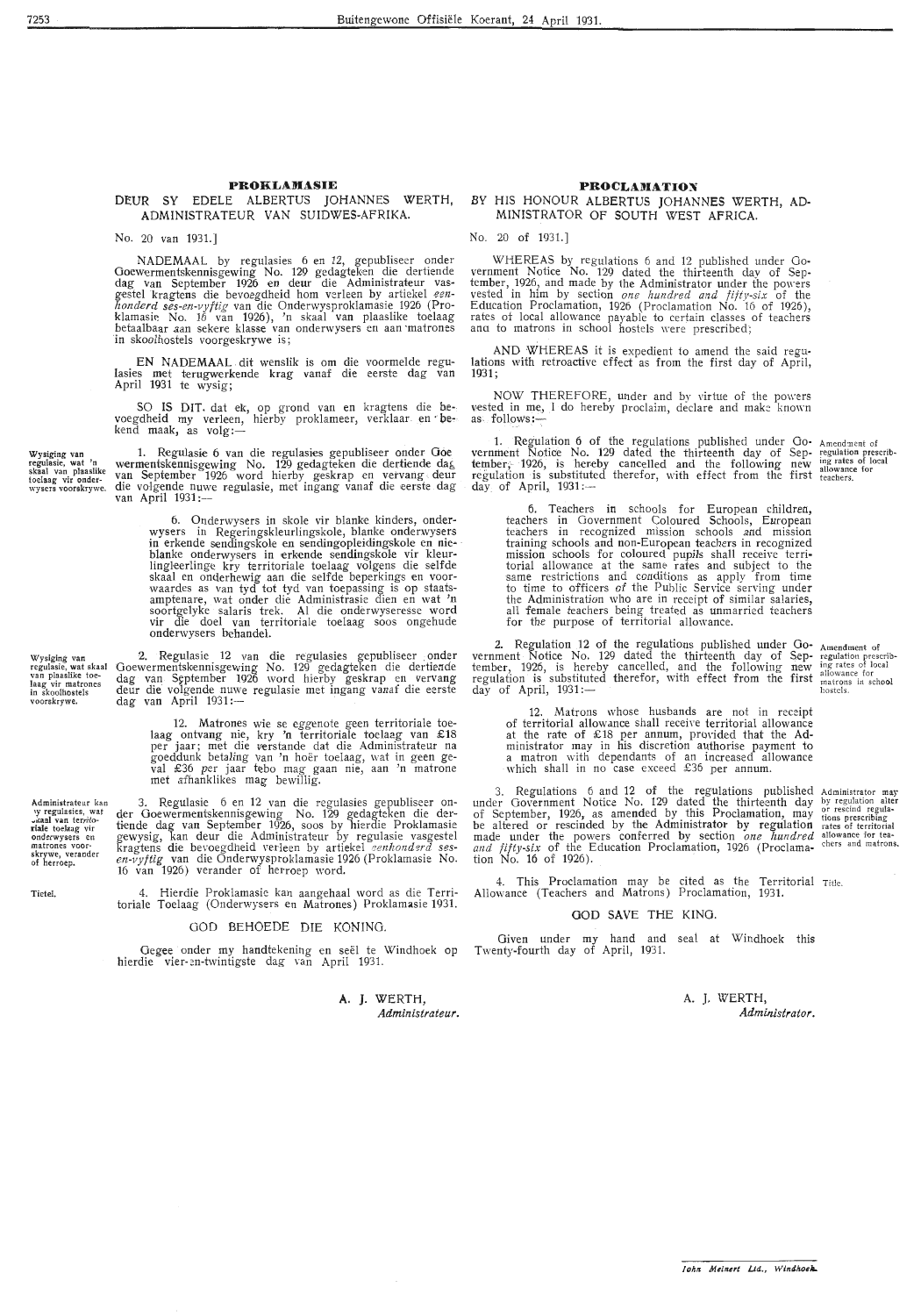## PROKLAMASIE

DEUR SY EDELE ALBERTUS JOHANNES WERTH, ADMINISTRATEUR VAN SUIDWES-AFRIKA.

No. 20 van 1931.]

NADEMAAL by regulasies 6 en 12, gepubliseer onder Goewermentskennisgewing No. 129 gedagteken die dertiende dag van September 1926 en deur die Administrateur vasgestel kragtens die bevoegdheid hom verleen by artiekel *eenhonderd ses-en-vyftig* van die Onderwysproklamasie 1926 (Proklamasie No. 16 van 1926), 'n skaal van plaaslike toelaag betaalbaar aan sekere klasse van onderwysers en aan matrones in skoolhostels voorgeskrywe is;

EN NADEMAAL dit wenslik is om die voormelde regulasies met terugwerkende krag vanaf die eerste dag van April 1931 te wysig;

SO IS DIT dat ek, op grond van en kragtens die bevoegdheid my verleen, hierby proklameer, verklaar en bekend maak, as volg:—

*Wysiging van regulasie, wat 'n skaal van plaaslike toelaag vir onderwysers voorskrywe.*

1. Regulasie 6 van die regulasies gepubliseer onder Goewermentskennisgewing No. 129 gedagteken die dertiende dag van September 1926 word hierby geskrap en vervang deur die volgende nuwe regulasie, met ingang vanaf die eerste dag van April 1931:—

> 6. Onderwysers in skole vir blanke kinders, onderwysers in Regeringskleurlingskole, blanke onderwysers in erkende sendingskole en sendingopleidingskole en nie-blanke onderwysers in erkende sendingskole vir kleurlingleerlinge kry territoriale toelaag volgens die selfde skaal en onderhewig aan die selfde beperkings en voorwaardes as van tyd tot tyd van toepassing is op staatsamptenare, wat onder die Administrasie dien en wat 'n soortgelyke salaris trek. Al die onderwyseresse word vir die doel van territoriale toelaag soos ongehude onderwysers behandel.

*Wysiging van regulasie, wat skaal van plaaslike toelaag vir matrones in skoolhostels voorskrywe.*

2. Regulasie 12 van die regulasies gepubliseer onder Goewermentskennisgewing No. 129 gedagteken die dertiende dag van September 1926 word hierby geskrap en vervang deur die volgende nuwe regulasie met ingang vanaf die eerste dag van April 1931:—

> 12. Matrones wie se eggenote geen territoriale toelaag ontvang nie, kry 'n territoriale toelaag van £18 per jaar; met die verstande dat die Administrateur na goeddunk betaling van 'n hoër toelaag, wat in geen geval £36 per jaar tebo mag gaan nie, aan 'n matrone met afhanklikes mag bewillig.

*Administrateur kan by regulasies, wat skaal van territoriale toelaag vir onderwysers en matrones voorskrywe, verander of herroep.*

3. Regulasie 6 en 12 van die regulasies gepubliseer onder Goewermentskennisgewing No. 129 gedagteken die dertiende dag van September 1926, soos by hierdie Proklamasie gewysig, kan deur die Administrateur by regulasie vasgestel kragtens die bevoegdheid verleen by artiekel *eenhonderd ses-en-vyftig* van die Onderwysproklamasie 1926 (Proklamasie No. 16 van 1926) verander of herroep word.

*Tietel.*

4. Hierdie Proklamasie kan aangehaal word as die Territoriale Toelaag (Onderwysers en Matrones) Proklamasie 1931.

GOD BEHOEDE DIE KONING.

Gegee onder my handtekening en seël te Windhoek op hierdie vier-en-twintigste dag van April 1931.

A. J. WERTH,
*Administrateur.*

## PROCLAMATION

BY HIS HONOUR ALBERTUS JOHANNES WERTH, ADMINISTRATOR OF SOUTH WEST AFRICA.

No. 20 of 1931.]

WHEREAS by regulations 6 and 12 published under Government Notice No. 129 dated the thirteenth day of September, 1926, and made by the Administrator under the powers vested in him by section *one hundred and fifty-six* of the Education Proclamation, 1926 (Proclamation No. 16 of 1926), rates of local allowance payable to certain classes of teachers and to matrons in school hostels were prescribed;

AND WHEREAS it is expedient to amend the said regulations with retroactive effect as from the first day of April, 1931;

NOW THEREFORE, under and by virtue of the powers vested in me, I do hereby proclaim, declare and make known as follows:—

*Amendment of regulation prescribing rates of local allowance for teachers.*

1. Regulation 6 of the regulations published under Government Notice No. 129 dated the thirteenth day of September, 1926, is hereby cancelled and the following new regulation is substituted therefor, with effect from the first day of April, 1931:—

> 6. Teachers in schools for European children, teachers in Government Coloured Schools, European teachers in recognized mission schools and mission training schools and non-European teachers in recognized mission schools for coloured pupils shall receive territorial allowance at the same rates and subject to the same restrictions and conditions as apply from time to time to officers of the Public Service serving under the Administration who are in receipt of similar salaries, all female teachers being treated as unmarried teachers for the purpose of territorial allowance.

*Amendment of regulation prescribing rates of local allowance for matrons in school hostels.*

2. Regulation 12 of the regulations published under Government Notice No. 129 dated the thirteenth day of September, 1926, is hereby cancelled, and the following new regulation is substituted therefor, with effect from the first day of April, 1931:—

> 12. Matrons whose husbands are not in receipt of territorial allowance shall receive territorial allowance at the rate of £18 per annum, provided that the Administrator may in his discretion authorise payment to a matron with dependants of an increased allowance which shall in no case exceed £36 per annum.

*Administrator may by regulation alter or rescind regulations prescribing rates of territorial allowance for teachers and matrons.*

3. Regulations 6 and 12 of the regulations published under Government Notice No. 129 dated the thirteenth day of September, 1926, as amended by this Proclamation, may be altered or rescinded by the Administrator by regulation made under the powers conferred by section *one hundred and fifty-six* of the Education Proclamation, 1926 (Proclamation No. 16 of 1926).

*Title.*

4. This Proclamation may be cited as the Territorial Allowance (Teachers and Matrons) Proclamation, 1931.

GOD SAVE THE KING.

Given under my hand and seal at Windhoek this Twenty-fourth day of April, 1931.

A. J. WERTH,
*Administrator.*

*John Meinert Ltd., Windhoek.*